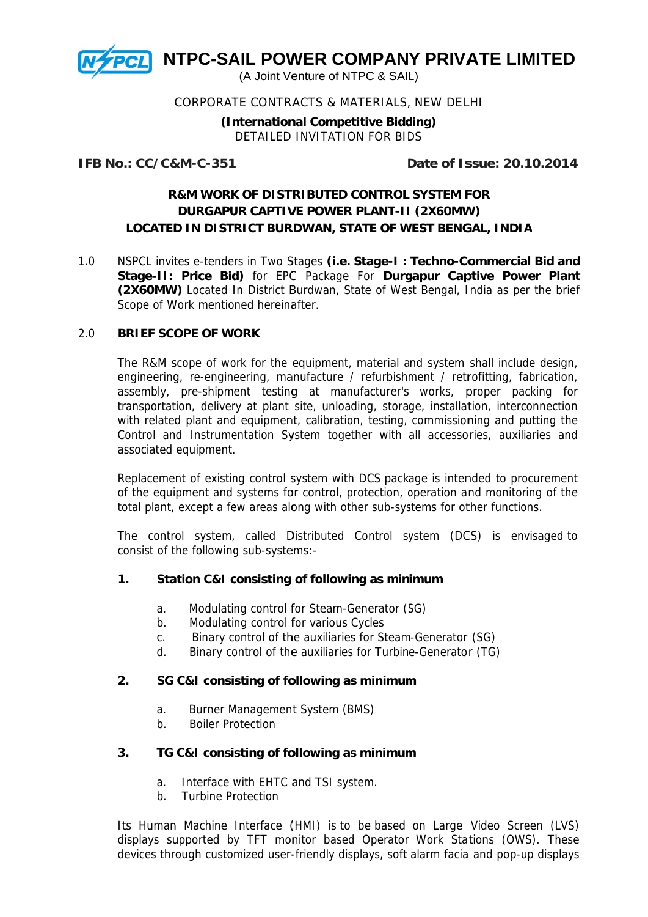# NTPC-SAIL POWER COMPANY PRIVATE LIMITED

(A Joint Venture of NTPC & SAIL)

CORPORATE CONTRACTS & MATERIALS, NEW DELHI

**(International Competitive Bidding)**

DETAILED INVITATION FOR BIDS

**IFB No.: CC/C&M-C-351** **Date of Issue: 20.10.2014**

## R&M WORK OF DISTRIBUTED CONTROL SYSTEM FOR DURGAPUR CAPTIVE POWER PLANT-II (2X60MW) LOCATED IN DISTRICT BURDWAN, STATE OF WEST BENGAL, INDIA

1.0 NSPCL invites e-tenders in Two Stages **(i.e. Stage-I : Techno-Commercial Bid and Stage-II: Price Bid)** for EPC Package For **Durgapur Captive Power Plant (2X60MW)** Located In District Burdwan, State of West Bengal, India as per the brief Scope of Work mentioned hereinafter.

2.0 **BRIEF SCOPE OF WORK**

The R&M scope of work for the equipment, material and system shall include design, engineering, re-engineering, manufacture / refurbishment / retrofitting, fabrication, assembly, pre-shipment testing at manufacturer's works, proper packing for transportation, delivery at plant site, unloading, storage, installation, interconnection with related plant and equipment, calibration, testing, commissioning and putting the Control and Instrumentation System together with all accessories, auxiliaries and associated equipment.

Replacement of existing control system with DCS package is intended to procurement of the equipment and systems for control, protection, operation and monitoring of the total plant, except a few areas along with other sub-systems for other functions.

The control system, called Distributed Control system (DCS) is envisaged to consist of the following sub-systems:-

**1. Station C&I consisting of following as minimum**

a. Modulating control for Steam-Generator (SG)
b. Modulating control for various Cycles
c. Binary control of the auxiliaries for Steam-Generator (SG)
d. Binary control of the auxiliaries for Turbine-Generator (TG)

**2. SG C&I consisting of following as minimum**

a. Burner Management System (BMS)
b. Boiler Protection

**3. TG C&I consisting of following as minimum**

a. Interface with EHTC and TSI system.
b. Turbine Protection

Its Human Machine Interface (HMI) is to be based on Large Video Screen (LVS) displays supported by TFT monitor based Operator Work Stations (OWS). These devices through customized user-friendly displays, soft alarm facia and pop-up displays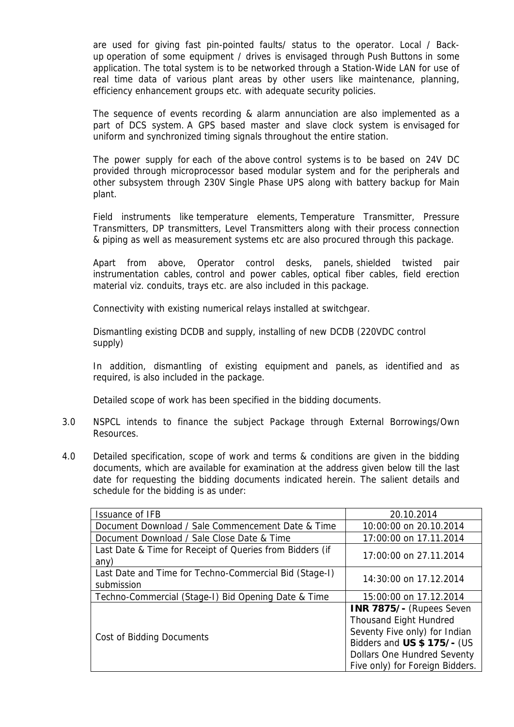are used for giving fast pin-pointed faults/ status to the operator. Local / Back-up operation of some equipment / drives is envisaged through Push Buttons in some application. The total system is to be networked through a Station-Wide LAN for use of real time data of various plant areas by other users like maintenance, planning, efficiency enhancement groups etc. with adequate security policies.

The sequence of events recording & alarm annunciation are also implemented as a part of DCS system. A GPS based master and slave clock system is envisaged for uniform and synchronized timing signals throughout the entire station.

The power supply for each of the above control systems is to be based on 24V DC provided through microprocessor based modular system and for the peripherals and other subsystem through 230V Single Phase UPS along with battery backup for Main plant.

Field instruments like temperature elements, Temperature Transmitter, Pressure Transmitters, DP transmitters, Level Transmitters along with their process connection & piping as well as measurement systems etc are also procured through this package.

Apart from above, Operator control desks, panels, shielded twisted pair instrumentation cables, control and power cables, optical fiber cables, field erection material viz. conduits, trays etc. are also included in this package.

Connectivity with existing numerical relays installed at switchgear.

Dismantling existing DCDB and supply, installing of new DCDB (220VDC control supply)

In addition, dismantling of existing equipment and panels, as identified and as required, is also included in the package.

Detailed scope of work has been specified in the bidding documents.

3.0 NSPCL intends to finance the subject Package through External Borrowings/Own Resources.

4.0 Detailed specification, scope of work and terms & conditions are given in the bidding documents, which are available for examination at the address given below till the last date for requesting the bidding documents indicated herein. The salient details and schedule for the bidding is as under:

| | |
|---|---|
| Issuance of IFB | 20.10.2014 |
| Document Download / Sale Commencement Date & Time | 10:00:00 on 20.10.2014 |
| Document Download / Sale Close Date & Time | 17:00:00 on 17.11.2014 |
| Last Date & Time for Receipt of Queries from Bidders (if any) | 17:00:00 on 27.11.2014 |
| Last Date and Time for Techno-Commercial Bid (Stage-I) submission | 14:30:00 on 17.12.2014 |
| Techno-Commercial (Stage-I) Bid Opening Date & Time | 15:00:00 on 17.12.2014 |
| Cost of Bidding Documents | **INR 7875/-** (Rupees Seven Thousand Eight Hundred Seventy Five only) for Indian Bidders and **US $ 175/-** (US Dollars One Hundred Seventy Five only) for Foreign Bidders. |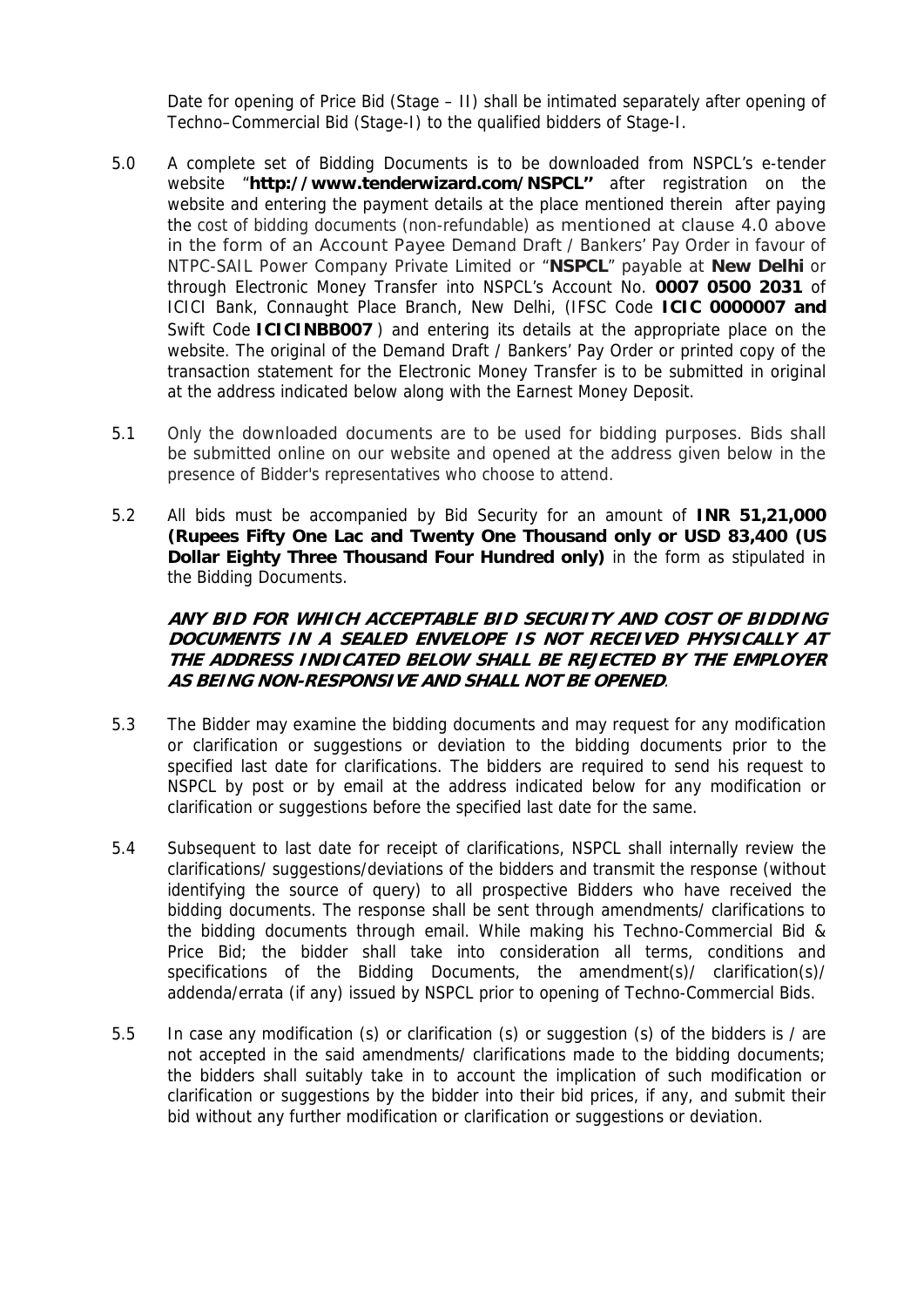Date for opening of Price Bid (Stage – II) shall be intimated separately after opening of Techno–Commercial Bid (Stage-I) to the qualified bidders of Stage-I.

5.0 A complete set of Bidding Documents is to be downloaded from NSPCL's e-tender website "**http://www.tenderwizard.com/NSPCL"** after registration on the website and entering the payment details at the place mentioned therein after paying the cost of bidding documents (non-refundable) as mentioned at clause 4.0 above in the form of an Account Payee Demand Draft / Bankers' Pay Order in favour of NTPC-SAIL Power Company Private Limited or "**NSPCL**" payable at **New Delhi** or through Electronic Money Transfer into NSPCL's Account No. **0007 0500 2031** of ICICI Bank, Connaught Place Branch, New Delhi, (IFSC Code **ICIC 0000007 and** Swift Code **ICICINBB007** ) and entering its details at the appropriate place on the website. The original of the Demand Draft / Bankers' Pay Order or printed copy of the transaction statement for the Electronic Money Transfer is to be submitted in original at the address indicated below along with the Earnest Money Deposit.

5.1 Only the downloaded documents are to be used for bidding purposes. Bids shall be submitted online on our website and opened at the address given below in the presence of Bidder's representatives who choose to attend.

5.2 All bids must be accompanied by Bid Security for an amount of **INR 51,21,000 (Rupees Fifty One Lac and Twenty One Thousand only or USD 83,400 (US Dollar Eighty Three Thousand Four Hundred only)** in the form as stipulated in the Bidding Documents.

***ANY BID FOR WHICH ACCEPTABLE BID SECURITY AND COST OF BIDDING DOCUMENTS IN A SEALED ENVELOPE IS NOT RECEIVED PHYSICALLY AT THE ADDRESS INDICATED BELOW SHALL BE REJECTED BY THE EMPLOYER AS BEING NON-RESPONSIVE AND SHALL NOT BE OPENED***.

5.3 The Bidder may examine the bidding documents and may request for any modification or clarification or suggestions or deviation to the bidding documents prior to the specified last date for clarifications. The bidders are required to send his request to NSPCL by post or by email at the address indicated below for any modification or clarification or suggestions before the specified last date for the same.

5.4 Subsequent to last date for receipt of clarifications, NSPCL shall internally review the clarifications/ suggestions/deviations of the bidders and transmit the response (without identifying the source of query) to all prospective Bidders who have received the bidding documents. The response shall be sent through amendments/ clarifications to the bidding documents through email. While making his Techno-Commercial Bid & Price Bid; the bidder shall take into consideration all terms, conditions and specifications of the Bidding Documents, the amendment(s)/ clarification(s)/ addenda/errata (if any) issued by NSPCL prior to opening of Techno-Commercial Bids.

5.5 In case any modification (s) or clarification (s) or suggestion (s) of the bidders is / are not accepted in the said amendments/ clarifications made to the bidding documents; the bidders shall suitably take in to account the implication of such modification or clarification or suggestions by the bidder into their bid prices, if any, and submit their bid without any further modification or clarification or suggestions or deviation.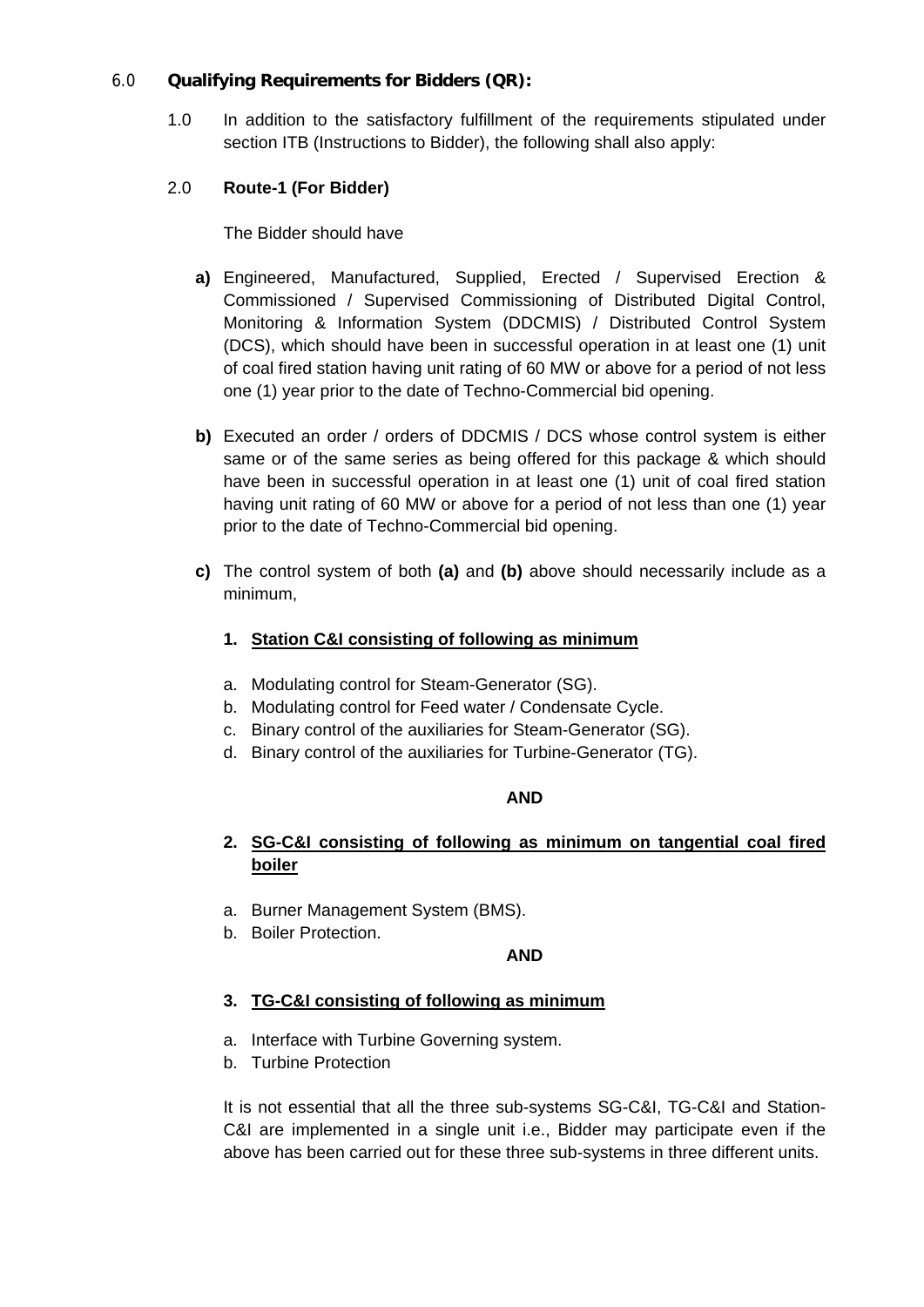## 6.0 **Qualifying Requirements for Bidders (QR):**

1.0 In addition to the satisfactory fulfillment of the requirements stipulated under section ITB (Instructions to Bidder), the following shall also apply:

2.0 **Route-1 (For Bidder)**

The Bidder should have

**a)** Engineered, Manufactured, Supplied, Erected / Supervised Erection & Commissioned / Supervised Commissioning of Distributed Digital Control, Monitoring & Information System (DDCMIS) / Distributed Control System (DCS), which should have been in successful operation in at least one (1) unit of coal fired station having unit rating of 60 MW or above for a period of not less one (1) year prior to the date of Techno-Commercial bid opening.

**b)** Executed an order / orders of DDCMIS / DCS whose control system is either same or of the same series as being offered for this package & which should have been in successful operation in at least one (1) unit of coal fired station having unit rating of 60 MW or above for a period of not less than one (1) year prior to the date of Techno-Commercial bid opening.

**c)** The control system of both **(a)** and **(b)** above should necessarily include as a minimum,

**1. Station C&I consisting of following as minimum**

a. Modulating control for Steam-Generator (SG).
b. Modulating control for Feed water / Condensate Cycle.
c. Binary control of the auxiliaries for Steam-Generator (SG).
d. Binary control of the auxiliaries for Turbine-Generator (TG).

**AND**

**2. SG-C&I consisting of following as minimum on tangential coal fired boiler**

a. Burner Management System (BMS).
b. Boiler Protection.

**AND**

**3. TG-C&I consisting of following as minimum**

a. Interface with Turbine Governing system.
b. Turbine Protection

It is not essential that all the three sub-systems SG-C&I, TG-C&I and Station-C&I are implemented in a single unit i.e., Bidder may participate even if the above has been carried out for these three sub-systems in three different units.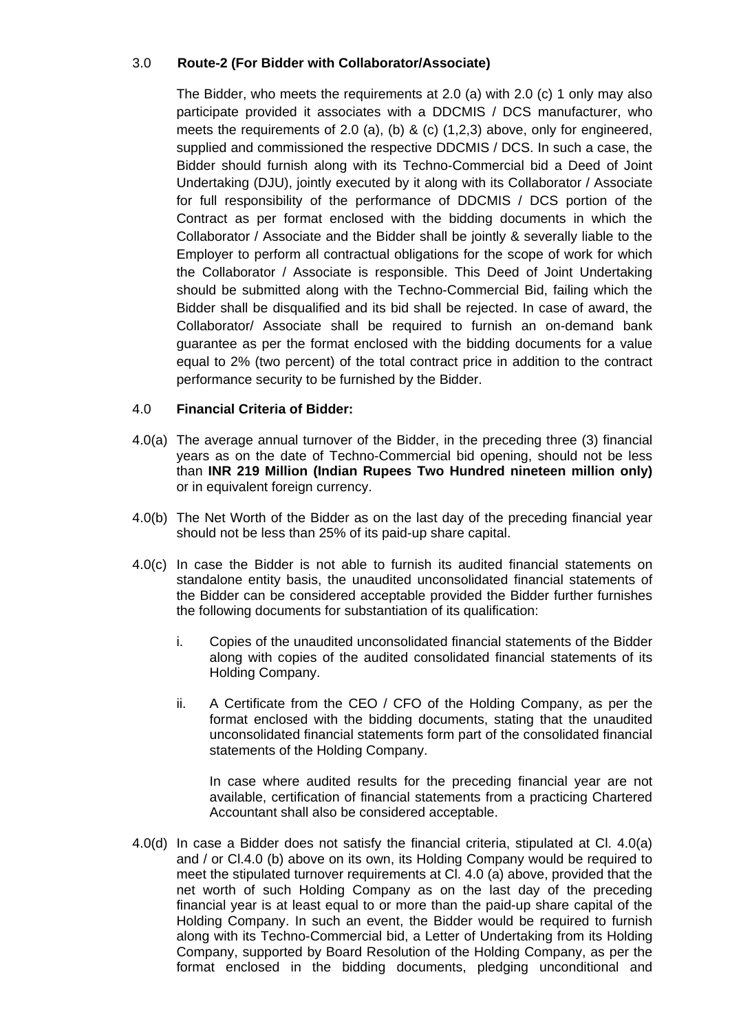3.0 **Route-2 (For Bidder with Collaborator/Associate)**

The Bidder, who meets the requirements at 2.0 (a) with 2.0 (c) 1 only may also participate provided it associates with a DDCMIS / DCS manufacturer, who meets the requirements of 2.0 (a), (b) & (c) (1,2,3) above, only for engineered, supplied and commissioned the respective DDCMIS / DCS. In such a case, the Bidder should furnish along with its Techno-Commercial bid a Deed of Joint Undertaking (DJU), jointly executed by it along with its Collaborator / Associate for full responsibility of the performance of DDCMIS / DCS portion of the Contract as per format enclosed with the bidding documents in which the Collaborator / Associate and the Bidder shall be jointly & severally liable to the Employer to perform all contractual obligations for the scope of work for which the Collaborator / Associate is responsible. This Deed of Joint Undertaking should be submitted along with the Techno-Commercial Bid, failing which the Bidder shall be disqualified and its bid shall be rejected. In case of award, the Collaborator/ Associate shall be required to furnish an on-demand bank guarantee as per the format enclosed with the bidding documents for a value equal to 2% (two percent) of the total contract price in addition to the contract performance security to be furnished by the Bidder.

4.0 **Financial Criteria of Bidder:**

4.0(a) The average annual turnover of the Bidder, in the preceding three (3) financial years as on the date of Techno-Commercial bid opening, should not be less than **INR 219 Million (Indian Rupees Two Hundred nineteen million only)** or in equivalent foreign currency.

4.0(b) The Net Worth of the Bidder as on the last day of the preceding financial year should not be less than 25% of its paid-up share capital.

4.0(c) In case the Bidder is not able to furnish its audited financial statements on standalone entity basis, the unaudited unconsolidated financial statements of the Bidder can be considered acceptable provided the Bidder further furnishes the following documents for substantiation of its qualification:

i. Copies of the unaudited unconsolidated financial statements of the Bidder along with copies of the audited consolidated financial statements of its Holding Company.

ii. A Certificate from the CEO / CFO of the Holding Company, as per the format enclosed with the bidding documents, stating that the unaudited unconsolidated financial statements form part of the consolidated financial statements of the Holding Company.

In case where audited results for the preceding financial year are not available, certification of financial statements from a practicing Chartered Accountant shall also be considered acceptable.

4.0(d) In case a Bidder does not satisfy the financial criteria, stipulated at Cl. 4.0(a) and / or Cl.4.0 (b) above on its own, its Holding Company would be required to meet the stipulated turnover requirements at Cl. 4.0 (a) above, provided that the net worth of such Holding Company as on the last day of the preceding financial year is at least equal to or more than the paid-up share capital of the Holding Company. In such an event, the Bidder would be required to furnish along with its Techno-Commercial bid, a Letter of Undertaking from its Holding Company, supported by Board Resolution of the Holding Company, as per the format enclosed in the bidding documents, pledging unconditional and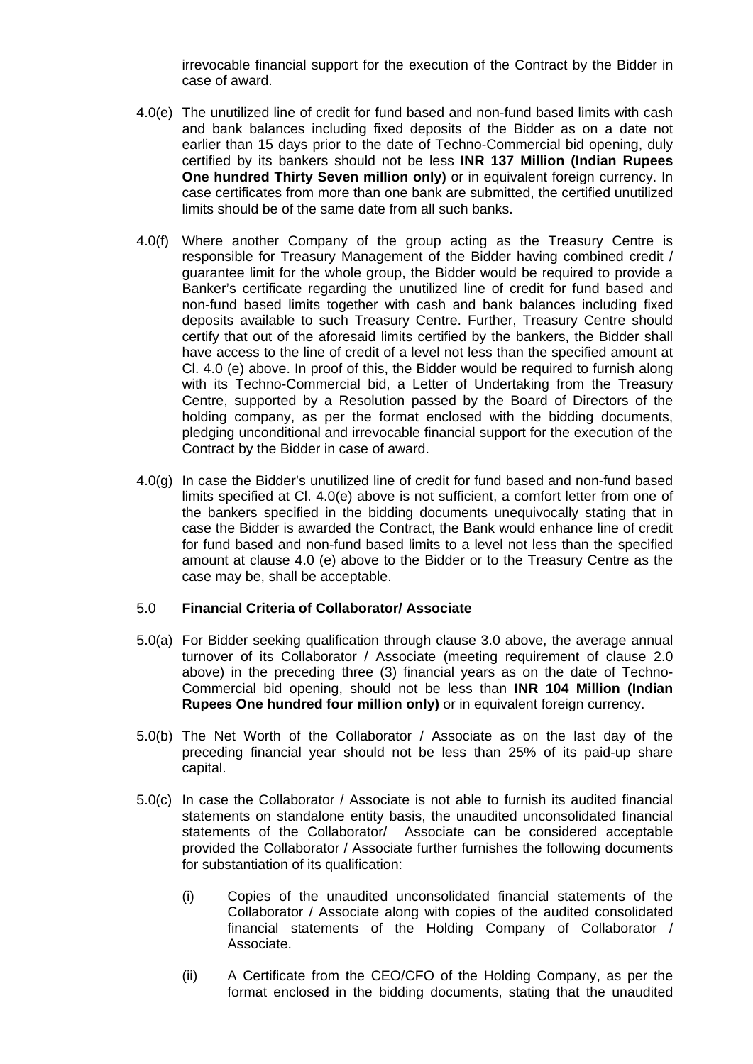irrevocable financial support for the execution of the Contract by the Bidder in case of award.

4.0(e) The unutilized line of credit for fund based and non-fund based limits with cash and bank balances including fixed deposits of the Bidder as on a date not earlier than 15 days prior to the date of Techno-Commercial bid opening, duly certified by its bankers should not be less **INR 137 Million (Indian Rupees One hundred Thirty Seven million only)** or in equivalent foreign currency. In case certificates from more than one bank are submitted, the certified unutilized limits should be of the same date from all such banks.

4.0(f) Where another Company of the group acting as the Treasury Centre is responsible for Treasury Management of the Bidder having combined credit / guarantee limit for the whole group, the Bidder would be required to provide a Banker's certificate regarding the unutilized line of credit for fund based and non-fund based limits together with cash and bank balances including fixed deposits available to such Treasury Centre. Further, Treasury Centre should certify that out of the aforesaid limits certified by the bankers, the Bidder shall have access to the line of credit of a level not less than the specified amount at Cl. 4.0 (e) above. In proof of this, the Bidder would be required to furnish along with its Techno-Commercial bid, a Letter of Undertaking from the Treasury Centre, supported by a Resolution passed by the Board of Directors of the holding company, as per the format enclosed with the bidding documents, pledging unconditional and irrevocable financial support for the execution of the Contract by the Bidder in case of award.

4.0(g) In case the Bidder's unutilized line of credit for fund based and non-fund based limits specified at Cl. 4.0(e) above is not sufficient, a comfort letter from one of the bankers specified in the bidding documents unequivocally stating that in case the Bidder is awarded the Contract, the Bank would enhance line of credit for fund based and non-fund based limits to a level not less than the specified amount at clause 4.0 (e) above to the Bidder or to the Treasury Centre as the case may be, shall be acceptable.

5.0 **Financial Criteria of Collaborator/ Associate**

5.0(a) For Bidder seeking qualification through clause 3.0 above, the average annual turnover of its Collaborator / Associate (meeting requirement of clause 2.0 above) in the preceding three (3) financial years as on the date of Techno-Commercial bid opening, should not be less than **INR 104 Million (Indian Rupees One hundred four million only)** or in equivalent foreign currency.

5.0(b) The Net Worth of the Collaborator / Associate as on the last day of the preceding financial year should not be less than 25% of its paid-up share capital.

5.0(c) In case the Collaborator / Associate is not able to furnish its audited financial statements on standalone entity basis, the unaudited unconsolidated financial statements of the Collaborator/ Associate can be considered acceptable provided the Collaborator / Associate further furnishes the following documents for substantiation of its qualification:

(i) Copies of the unaudited unconsolidated financial statements of the Collaborator / Associate along with copies of the audited consolidated financial statements of the Holding Company of Collaborator / Associate.

(ii) A Certificate from the CEO/CFO of the Holding Company, as per the format enclosed in the bidding documents, stating that the unaudited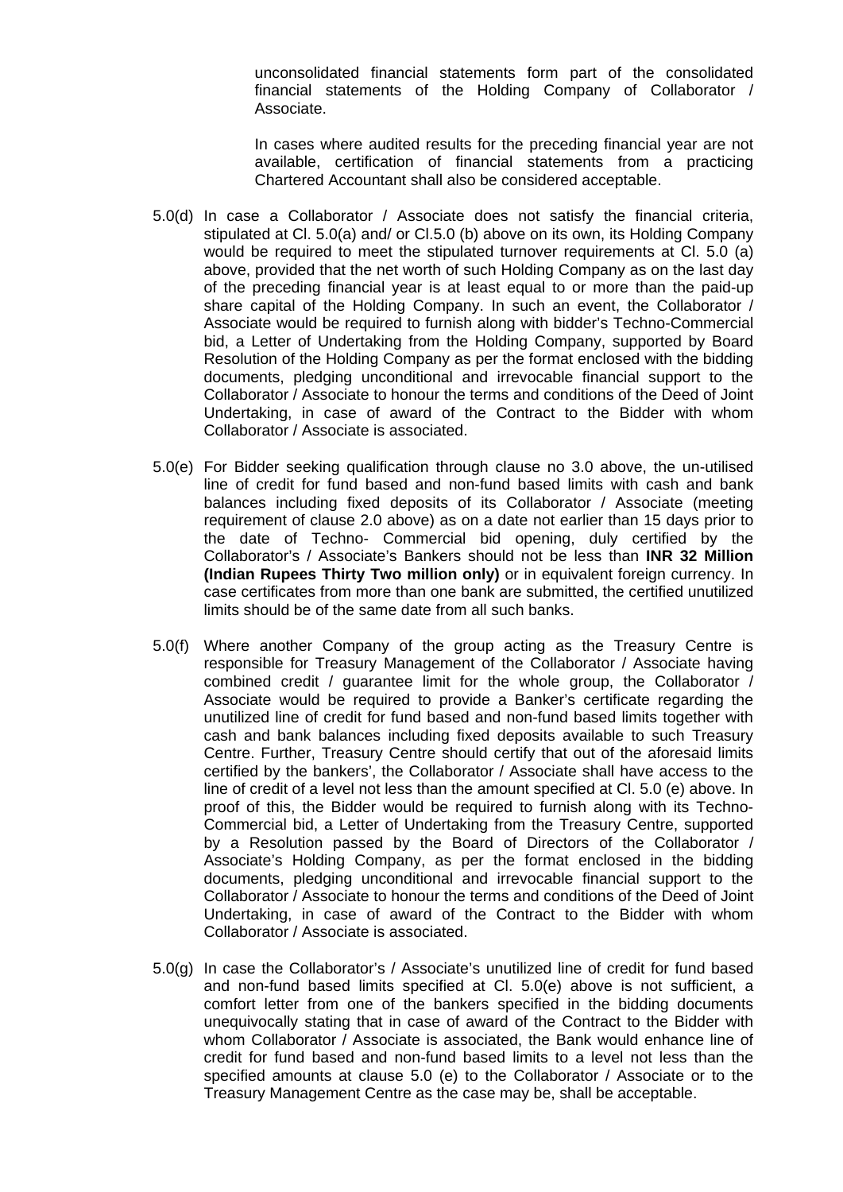unconsolidated financial statements form part of the consolidated financial statements of the Holding Company of Collaborator / Associate.

In cases where audited results for the preceding financial year are not available, certification of financial statements from a practicing Chartered Accountant shall also be considered acceptable.

5.0(d) In case a Collaborator / Associate does not satisfy the financial criteria, stipulated at Cl. 5.0(a) and/ or Cl.5.0 (b) above on its own, its Holding Company would be required to meet the stipulated turnover requirements at Cl. 5.0 (a) above, provided that the net worth of such Holding Company as on the last day of the preceding financial year is at least equal to or more than the paid-up share capital of the Holding Company. In such an event, the Collaborator / Associate would be required to furnish along with bidder's Techno-Commercial bid, a Letter of Undertaking from the Holding Company, supported by Board Resolution of the Holding Company as per the format enclosed with the bidding documents, pledging unconditional and irrevocable financial support to the Collaborator / Associate to honour the terms and conditions of the Deed of Joint Undertaking, in case of award of the Contract to the Bidder with whom Collaborator / Associate is associated.

5.0(e) For Bidder seeking qualification through clause no 3.0 above, the un-utilised line of credit for fund based and non-fund based limits with cash and bank balances including fixed deposits of its Collaborator / Associate (meeting requirement of clause 2.0 above) as on a date not earlier than 15 days prior to the date of Techno- Commercial bid opening, duly certified by the Collaborator's / Associate's Bankers should not be less than **INR 32 Million (Indian Rupees Thirty Two million only)** or in equivalent foreign currency. In case certificates from more than one bank are submitted, the certified unutilized limits should be of the same date from all such banks.

5.0(f) Where another Company of the group acting as the Treasury Centre is responsible for Treasury Management of the Collaborator / Associate having combined credit / guarantee limit for the whole group, the Collaborator / Associate would be required to provide a Banker's certificate regarding the unutilized line of credit for fund based and non-fund based limits together with cash and bank balances including fixed deposits available to such Treasury Centre. Further, Treasury Centre should certify that out of the aforesaid limits certified by the bankers', the Collaborator / Associate shall have access to the line of credit of a level not less than the amount specified at Cl. 5.0 (e) above. In proof of this, the Bidder would be required to furnish along with its Techno-Commercial bid, a Letter of Undertaking from the Treasury Centre, supported by a Resolution passed by the Board of Directors of the Collaborator / Associate's Holding Company, as per the format enclosed in the bidding documents, pledging unconditional and irrevocable financial support to the Collaborator / Associate to honour the terms and conditions of the Deed of Joint Undertaking, in case of award of the Contract to the Bidder with whom Collaborator / Associate is associated.

5.0(g) In case the Collaborator's / Associate's unutilized line of credit for fund based and non-fund based limits specified at Cl. 5.0(e) above is not sufficient, a comfort letter from one of the bankers specified in the bidding documents unequivocally stating that in case of award of the Contract to the Bidder with whom Collaborator / Associate is associated, the Bank would enhance line of credit for fund based and non-fund based limits to a level not less than the specified amounts at clause 5.0 (e) to the Collaborator / Associate or to the Treasury Management Centre as the case may be, shall be acceptable.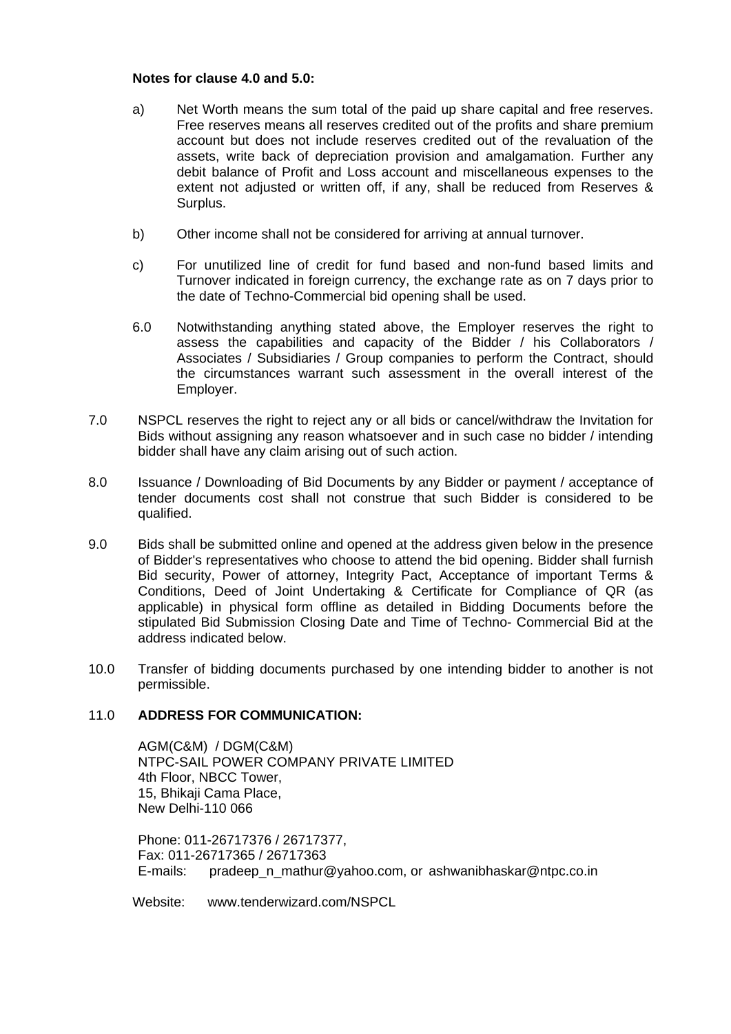**Notes for clause 4.0 and 5.0:**

a) Net Worth means the sum total of the paid up share capital and free reserves. Free reserves means all reserves credited out of the profits and share premium account but does not include reserves credited out of the revaluation of the assets, write back of depreciation provision and amalgamation. Further any debit balance of Profit and Loss account and miscellaneous expenses to the extent not adjusted or written off, if any, shall be reduced from Reserves & Surplus.

b) Other income shall not be considered for arriving at annual turnover.

c) For unutilized line of credit for fund based and non-fund based limits and Turnover indicated in foreign currency, the exchange rate as on 7 days prior to the date of Techno-Commercial bid opening shall be used.

6.0 Notwithstanding anything stated above, the Employer reserves the right to assess the capabilities and capacity of the Bidder / his Collaborators / Associates / Subsidiaries / Group companies to perform the Contract, should the circumstances warrant such assessment in the overall interest of the Employer.

7.0 NSPCL reserves the right to reject any or all bids or cancel/withdraw the Invitation for Bids without assigning any reason whatsoever and in such case no bidder / intending bidder shall have any claim arising out of such action.

8.0 Issuance / Downloading of Bid Documents by any Bidder or payment / acceptance of tender documents cost shall not construe that such Bidder is considered to be qualified.

9.0 Bids shall be submitted online and opened at the address given below in the presence of Bidder's representatives who choose to attend the bid opening. Bidder shall furnish Bid security, Power of attorney, Integrity Pact, Acceptance of important Terms & Conditions, Deed of Joint Undertaking & Certificate for Compliance of QR (as applicable) in physical form offline as detailed in Bidding Documents before the stipulated Bid Submission Closing Date and Time of Techno- Commercial Bid at the address indicated below.

10.0 Transfer of bidding documents purchased by one intending bidder to another is not permissible.

11.0 **ADDRESS FOR COMMUNICATION:**

AGM(C&M) / DGM(C&M)
NTPC-SAIL POWER COMPANY PRIVATE LIMITED
4th Floor, NBCC Tower,
15, Bhikaji Cama Place,
New Delhi-110 066

Phone: 011-26717376 / 26717377,
Fax: 011-26717365 / 26717363
E-mails: pradeep_n_mathur@yahoo.com, or ashwanibhaskar@ntpc.co.in

Website: www.tenderwizard.com/NSPCL